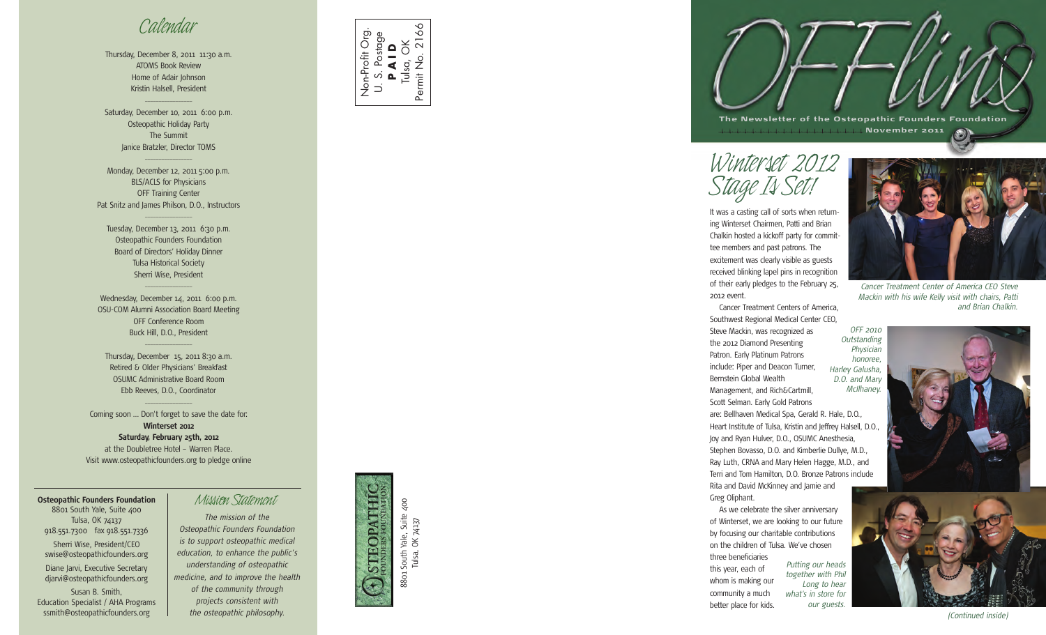# Calendar

Thursday, December 8, 2011 11:30 a.m.
ATOMS Book Review
Home of Adair Johnson
Kristin Halsell, President

Saturday, December 10, 2011 6:00 p.m.
Osteopathic Holiday Party
The Summit
Janice Bratzler, Director TOMS

Monday, December 12, 2011 5:00 p.m.
BLS/ACLS for Physicians
OFF Training Center
Pat Snitz and James Philson, D.O., Instructors

Tuesday, December 13, 2011 6:30 p.m.
Osteopathic Founders Foundation
Board of Directors' Holiday Dinner
Tulsa Historical Society
Sherri Wise, President

Wednesday, December 14, 2011 6:00 p.m.
OSU-COM Alumni Association Board Meeting
OFF Conference Room
Buck Hill, D.O., President

Thursday, December 15, 2011 8:30 a.m.
Retired & Older Physicians' Breakfast
OSUMC Administrative Board Room
Ebb Reeves, D.O., Coordinator

Coming soon ... Don't forget to save the date for:
**Winterset 2012**
**Saturday, February 25th, 2012**
at the Doubletree Hotel – Warren Place.
Visit www.osteopathicfounders.org to pledge online

**Osteopathic Founders Foundation**
8801 South Yale, Suite 400
Tulsa, OK 74137
918.551.7300 fax 918.551.7336

Sherri Wise, President/CEO
swise@osteopathicfounders.org

Diane Jarvi, Executive Secretary
djarvi@osteopathicfounders.org

Susan B. Smith,
Education Specialist / AHA Programs
ssmith@osteopathicfounders.org

## Mission Statement

*The mission of the Osteopathic Founders Foundation is to support osteopathic medical education, to enhance the public's understanding of osteopathic medicine, and to improve the health of the community through projects consistent with the osteopathic philosophy.*

Non-Profit Org.
U. S. Postage
**PAID**
Tulsa, OK
Permit No. 2166

OSTEOPATHIC FOUNDERS FOUNDATION
8801 South Yale, Suite 400
Tulsa, OK 74137

# OFFlink

**The Newsletter of the Osteopathic Founders Foundation**
**November 2011**

# Winterset 2012 Stage Is Set!

It was a casting call of sorts when returning Winterset Chairmen, Patti and Brian Chalkin hosted a kickoff party for committee members and past patrons. The excitement was clearly visible as guests received blinking lapel pins in recognition of their early pledges to the February 25, 2012 event.

Cancer Treatment Centers of America, Southwest Regional Medical Center CEO, Steve Mackin, was recognized as the 2012 Diamond Presenting Patron. Early Platinum Patrons include: Piper and Deacon Turner, Bernstein Global Wealth Management, and Rich&Cartmill, Scott Selman. Early Gold Patrons are: Bellhaven Medical Spa, Gerald R. Hale, D.O., Heart Institute of Tulsa, Kristin and Jeffrey Halsell, D.O., Joy and Ryan Hulver, D.O., OSUMC Anesthesia, Stephen Bovasso, D.O. and Kimberlie Dullye, M.D., Ray Luth, CRNA and Mary Helen Hagge, M.D., and Terri and Tom Hamilton, D.O. Bronze Patrons include Rita and David McKinney and Jamie and Greg Oliphant.

As we celebrate the silver anniversary of Winterset, we are looking to our future by focusing our charitable contributions on the children of Tulsa. We've chosen three beneficiaries this year, each of whom is making our community a much better place for kids.

*Cancer Treatment Center of America CEO Steve Mackin with his wife Kelly visit with chairs, Patti and Brian Chalkin.*

*OFF 2010 Outstanding Physician honoree, Harley Galusha, D.O. and Mary McIlhaney.*

*Putting our heads together with Phil Long to hear what's in store for our guests.*

*(Continued inside)*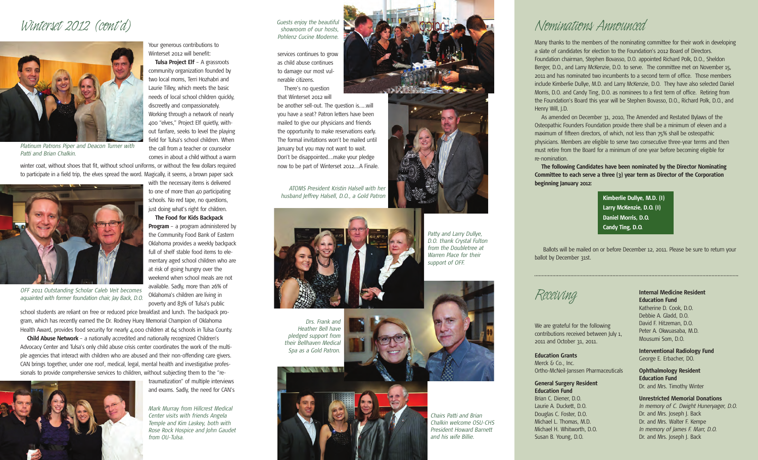# Winterset 2012 (cont'd)

*Platinum Patrons Piper and Deacon Turner with Patti and Brian Chalkin.*

Your generous contributions to Winterset 2012 will benefit:

**Tulsa Project Elf** – A grassroots community organization founded by two local moms, Terri Hozhabri and Laurie Tilley, which meets the basic needs of local school children quickly, discreetly and compassionately. Working through a network of nearly 400 "elves," Project Elf quietly, without fanfare, seeks to level the playing field for Tulsa's school children. When the call from a teacher or counselor comes in about a child without a warm winter coat, without shoes that fit, without school uniforms, or without the few dollars required to participate in a field trip, the elves spread the word. Magically, it seems, a brown paper sack with the necessary items is delivered to one of more than 40 participating schools. No red tape, no questions, just doing what's right for children.

**The Food for Kids Backpack Program** – a program administered by the Community Food Bank of Eastern Oklahoma provides a weekly backpack full of shelf stable food items to elementary aged school children who are at risk of going hungry over the weekend when school meals are not available. Sadly, more than 26% of Oklahoma's children are living in poverty and 83% of Tulsa's public school students are reliant on free or reduced price breakfast and lunch. The backpack program, which has recently earned the Dr. Rodney Huey Memorial Champion of Oklahoma Health Award, provides food security for nearly 4,000 children at 64 schools in Tulsa County.

*OFF 2011 Outstanding Scholar Caleb Veit becomes aquainted with former foundation chair, Jay Back, D.O.*

**Child Abuse Network** – a nationally accredited and nationally recognized Children's Advocacy Center and Tulsa's only child abuse crisis center coordinates the work of the multiple agencies that interact with children who are abused and their non-offending care givers. CAN brings together, under one roof, medical, legal, mental health and investigative professionals to provide comprehensive services to children, without subjecting them to the "re-traumatization" of multiple interviews and exams. Sadly, the need for CAN's services continues to grow as child abuse continues to damage our most vulnerable citizens.

*Mark Murray from Hillcrest Medical Center visits with friends Angela Temple and Kim Laskey, both with Rose Rock Hospice and John Gaudet from OU-Tulsa.*

*Guests enjoy the beautiful showroom of our hosts, Pohlenz Cucine Moderne.*

There's no question that Winterset 2012 will be another sell-out. The question is.....will you have a seat? Patron letters have been mailed to give our physicians and friends the opportunity to make reservations early. The formal invitations won't be mailed until January but you may not want to wait. Don't be disappointed....make your pledge now to be part of Winterset 2012....A Finale.

*ATOMS President Kristin Halsell with her husband Jeffrey Halsell, D.O., a Gold Patron*

*Patty and Larry Dullye, D.O. thank Crystal Fulton from the Doubletree at Warren Place for their support of OFF.*

*Drs. Frank and Heather Bell have pledged support from their Bellhaven Medical Spa as a Gold Patron.*

*Chairs Patti and Brian Chalkin welcome OSU-CHS President Howard Barnett and his wife Billie.*

# Nominations Announced

Many thanks to the members of the nominating committee for their work in developing a slate of candidates for election to the Foundation's 2012 Board of Directors. Foundation chairman, Stephen Bovasso, D.O. appointed Richard Polk, D.O., Sheldon Berger, D.O., and Larry McKenzie, D.O. to serve. The committee met on November 15, 2011 and has nominated two incumbents to a second term of office. Those members include Kimberlie Dullye, M.D. and Larry McKenzie, D.O. They have also selected Daniel Morris, D.O. and Candy Ting, D.O. as nominees to a first term of office. Retiring from the Foundation's Board this year will be Stephen Bovasso, D.O., Richard Polk, D.O., and Henry Will, J.D.

As amended on December 31, 2010, The Amended and Restated Bylaws of the Osteopathic Founders Foundation provide there shall be a minimum of eleven and a maximum of fifteen directors, of which, not less than 75% shall be osteopathic physicians. Members are eligible to serve two consecutive three-year terms and then must retire from the Board for a minimum of one year before becoming eligible for re-nomination.

**The following Candidates have been nominated by the Director Nominating Committee to each serve a three (3) year term as Director of the Corporation beginning January 2012:**

**Kimberlie Dullye, M.D. (I)**
**Larry McKenzie, D.O. (I)**
**Daniel Morris, D.O.**
**Candy Ting, D.O.**

Ballots will be mailed on or before December 12, 2011. Please be sure to return your ballot by December 31st.

# Receiving

We are grateful for the following contributions received between July 1, 2011 and October 31, 2011.

**Education Grants**
Merck & Co., Inc.
Ortho-McNeil-Janssen Pharmaceuticals

**General Surgery Resident Education Fund**
Brian C. Diener, D.O.
Laurie A. Duckett, D.O.
Douglas C. Foster, D.O.
Michael L. Thomas, M.D.
Michael H. Whitworth, D.O.
Susan B. Young, D.O.

**Internal Medicine Resident Education Fund**
Katherine D. Cook, D.O.
Debbie A. Gladd, D.O.
David F. Hitzeman, D.O.
Peter A. Okwuasaba, M.D.
Mousumi Som, D.O.

**Interventional Radiology Fund**
George E. Erbacher, DO.

**Ophthalmology Resident Education Fund**
Dr. and Mrs. Timothy Winter

**Unrestricted Memorial Donations**
*In memory of C. Dwight Huneryager, D.O.*
Dr. and Mrs. Joseph J. Back
Dr. and Mrs. Walter F. Kempe
*In memory of James F. Marr, D.O.*
Dr. and Mrs. Joseph J. Back